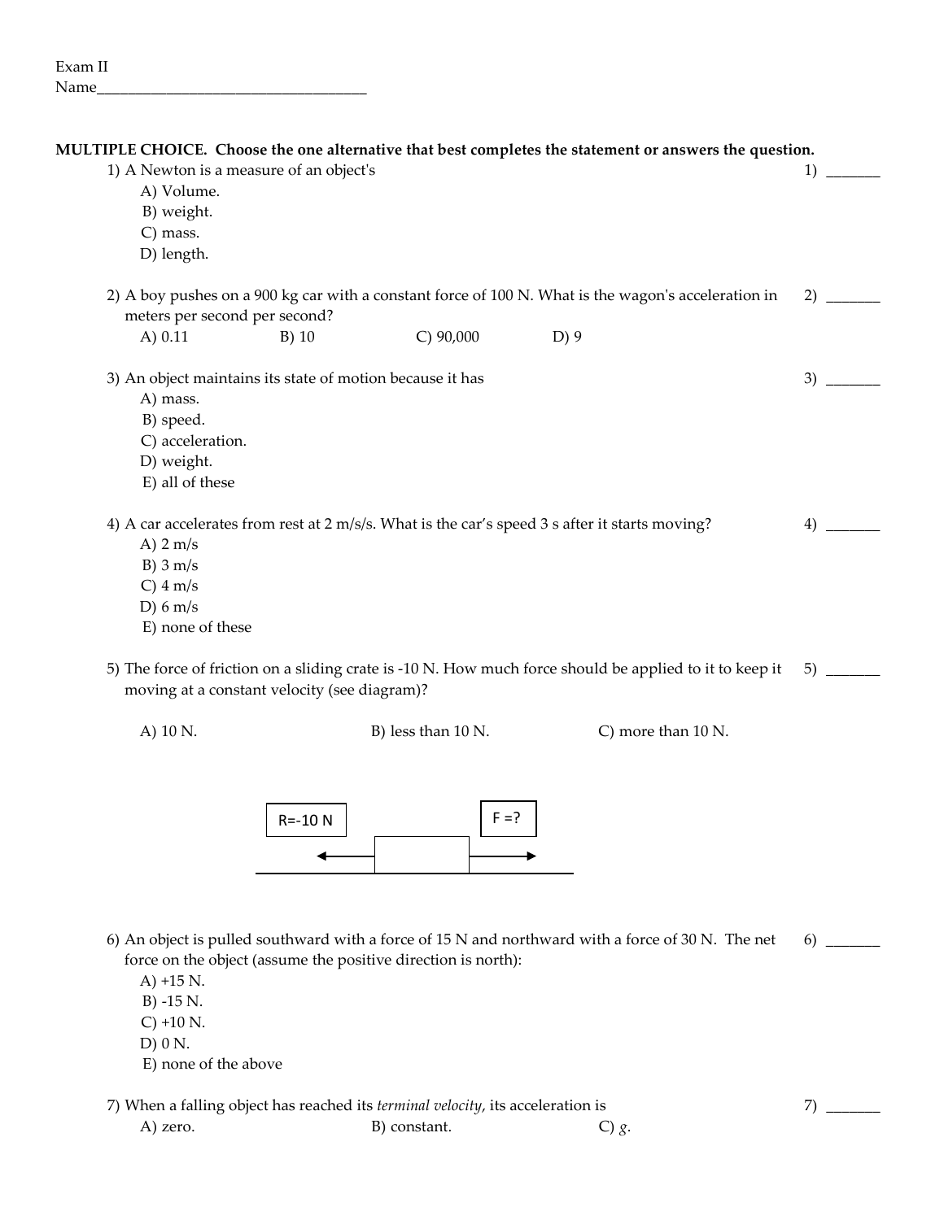Exam II

Name____________________________________

**MULTIPLE CHOICE. Choose the one alternative that best completes the statement or answers the question.**

1) A Newton is a measure of an object's    1) _______

A) Volume.
B) weight.
C) mass.
D) length.

2) A boy pushes on a 900 kg car with a constant force of 100 N. What is the wagon's acceleration in meters per second per second?    2) _______

A) 0.11    B) 10    C) 90,000    D) 9

3) An object maintains its state of motion because it has    3) _______

A) mass.
B) speed.
C) acceleration.
D) weight.
E) all of these

4) A car accelerates from rest at 2 m/s/s. What is the car's speed 3 s after it starts moving?    4) _______

A) 2 m/s
B) 3 m/s
C) 4 m/s
D) 6 m/s
E) none of these

5) The force of friction on a sliding crate is -10 N. How much force should be applied to it to keep it moving at a constant velocity (see diagram)?    5) _______

A) 10 N.    B) less than 10 N.    C) more than 10 N.

R=-10 N    F =?

6) An object is pulled southward with a force of 15 N and northward with a force of 30 N. The net force on the object (assume the positive direction is north):    6) _______

A) +15 N.
B) -15 N.
C) +10 N.
D) 0 N.
E) none of the above

7) When a falling object has reached its *terminal velocity*, its acceleration is    7) _______

A) zero.    B) constant.    C) *g*.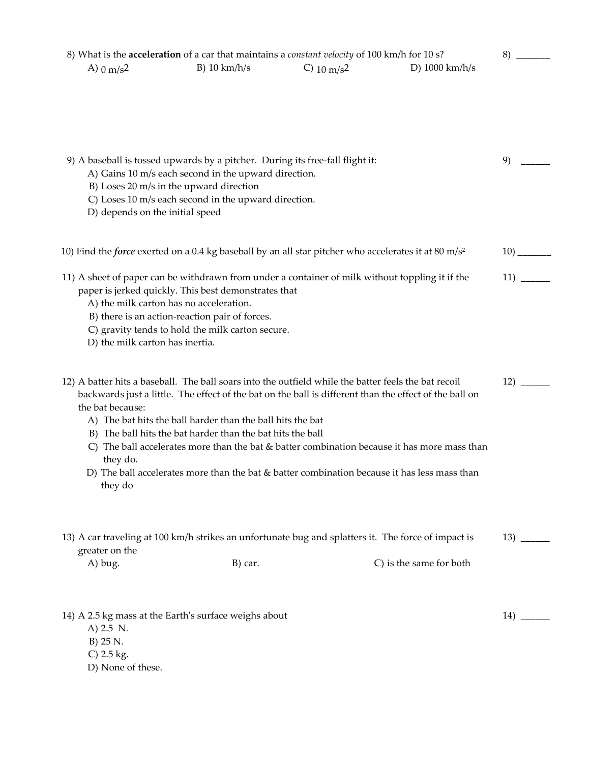8) What is the **acceleration** of a car that maintains a *constant velocity* of 100 km/h for 10 s? 8) _______

A) $0 \text{ m/s}^2$ B) 10 km/h/s C) $10 \text{ m/s}^2$ D) 1000 km/h/s

9) A baseball is tossed upwards by a pitcher. During its free-fall flight it: 9) ______

A) Gains 10 m/s each second in the upward direction.
B) Loses 20 m/s in the upward direction
C) Loses 10 m/s each second in the upward direction.
D) depends on the initial speed

10) Find the ***force*** exerted on a 0.4 kg baseball by an all star pitcher who accelerates it at $80 \text{ m/s}^2$ 10) _______

11) A sheet of paper can be withdrawn from under a container of milk without toppling it if the paper is jerked quickly. This best demonstrates that 11) ______

A) the milk carton has no acceleration.
B) there is an action-reaction pair of forces.
C) gravity tends to hold the milk carton secure.
D) the milk carton has inertia.

12) A batter hits a baseball. The ball soars into the outfield while the batter feels the bat recoil backwards just a little. The effect of the bat on the ball is different than the effect of the ball on the bat because: 12) ______

A) The bat hits the ball harder than the ball hits the bat
B) The ball hits the bat harder than the bat hits the ball
C) The ball accelerates more than the bat & batter combination because it has more mass than they do.
D) The ball accelerates more than the bat & batter combination because it has less mass than they do

13) A car traveling at 100 km/h strikes an unfortunate bug and splatters it. The force of impact is greater on the 13) ______

A) bug. B) car. C) is the same for both

14) A 2.5 kg mass at the Earth's surface weighs about 14) ______

A) 2.5 N.
B) 25 N.
C) 2.5 kg.
D) None of these.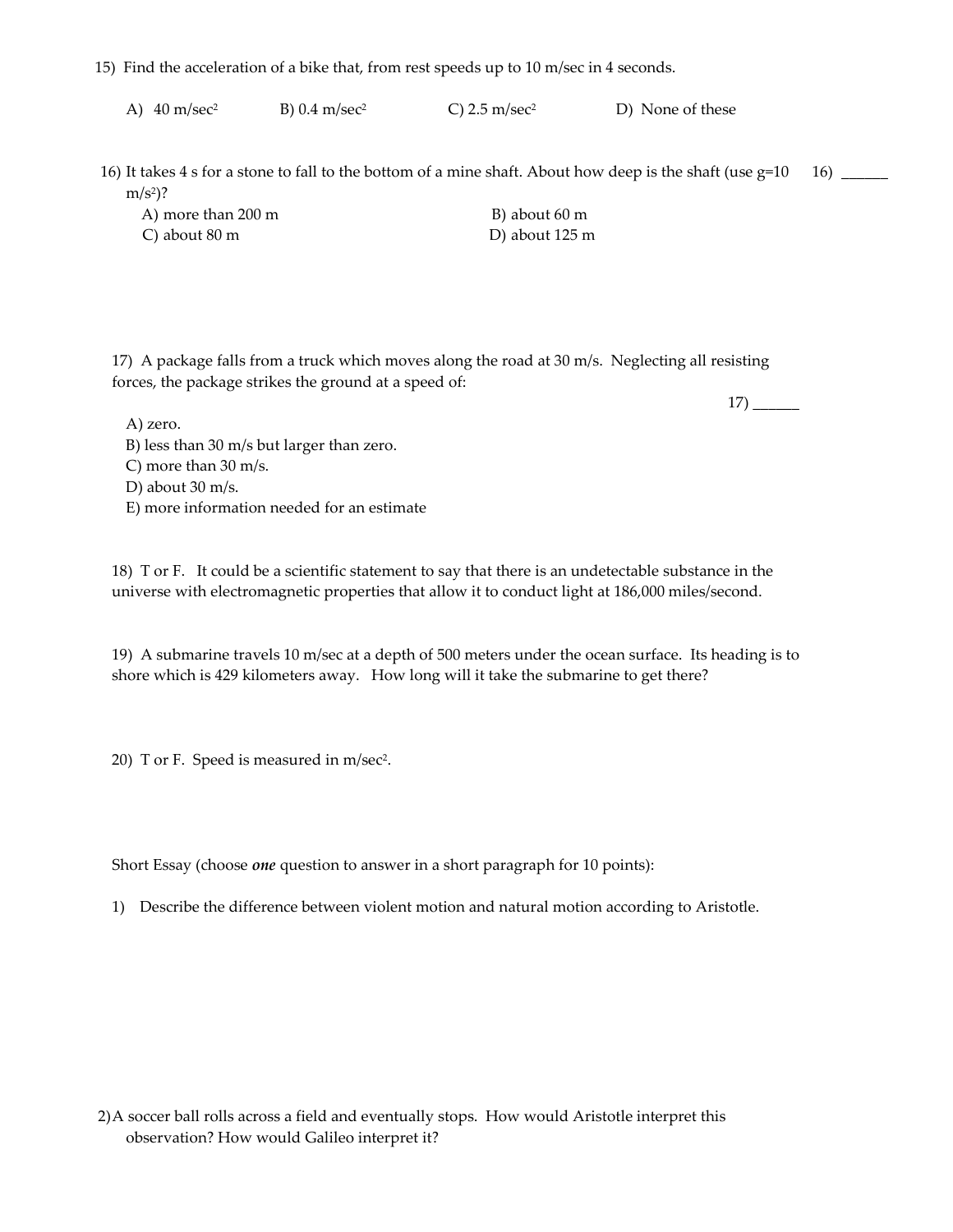15) Find the acceleration of a bike that, from rest speeds up to 10 m/sec in 4 seconds.

A) 40 m/sec$^2$ B) 0.4 m/sec$^2$ C) 2.5 m/sec$^2$ D) None of these

16) It takes 4 s for a stone to fall to the bottom of a mine shaft. About how deep is the shaft (use g=10 m/s$^2$)? 16) ______

A) more than 200 m
B) about 60 m
C) about 80 m
D) about 125 m

17) A package falls from a truck which moves along the road at 30 m/s. Neglecting all resisting forces, the package strikes the ground at a speed of:

17) ______

A) zero.
B) less than 30 m/s but larger than zero.
C) more than 30 m/s.
D) about 30 m/s.
E) more information needed for an estimate

18) T or F. It could be a scientific statement to say that there is an undetectable substance in the universe with electromagnetic properties that allow it to conduct light at 186,000 miles/second.

19) A submarine travels 10 m/sec at a depth of 500 meters under the ocean surface. Its heading is to shore which is 429 kilometers away. How long will it take the submarine to get there?

20) T or F. Speed is measured in m/sec$^2$.

Short Essay (choose ***one*** question to answer in a short paragraph for 10 points):

1) Describe the difference between violent motion and natural motion according to Aristotle.

2) A soccer ball rolls across a field and eventually stops. How would Aristotle interpret this observation? How would Galileo interpret it?